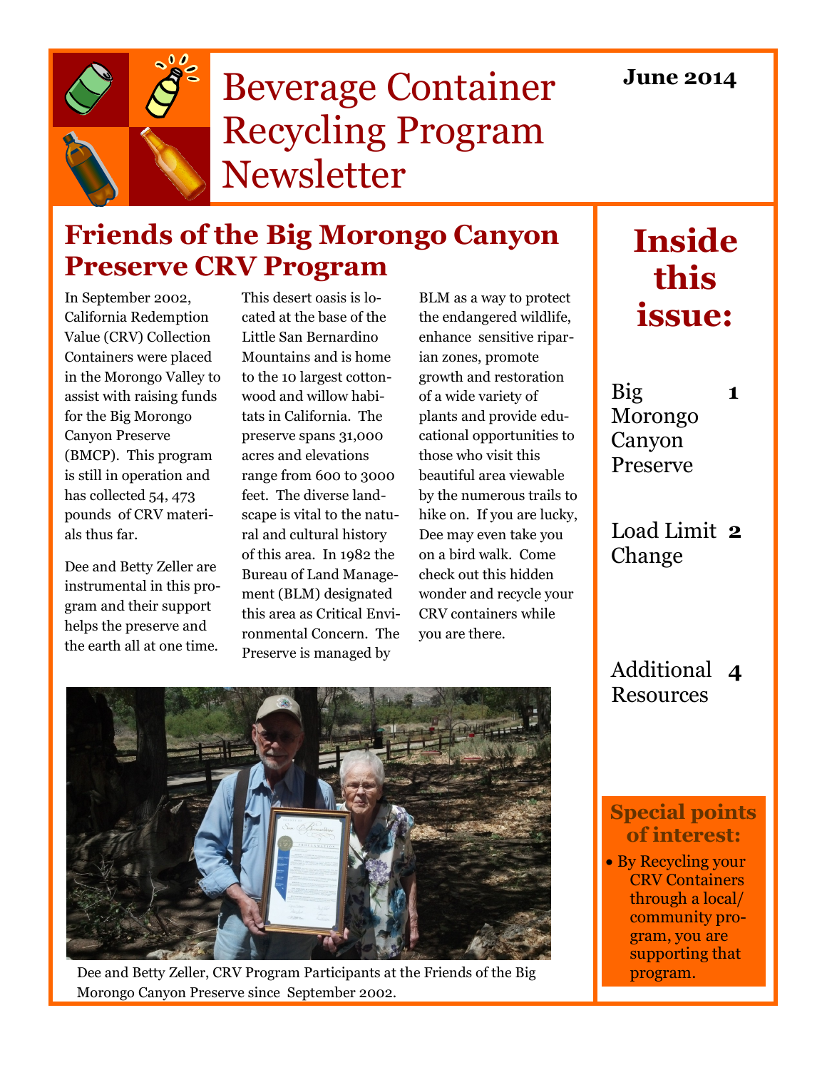# Beverage Container Recycling Program Newsletter

**June 2014**

## Friends of the Big Morongo Canyon Preserve CRV Program

In September 2002, California Redemption Value (CRV) Collection Containers were placed in the Morongo Valley to assist with raising funds for the Big Morongo Canyon Preserve (BMCP). This program is still in operation and has collected 54, 473 pounds of CRV materials thus far.

Dee and Betty Zeller are instrumental in this program and their support helps the preserve and the earth all at one time.

This desert oasis is located at the base of the Little San Bernardino Mountains and is home to the 10 largest cottonwood and willow habitats in California. The preserve spans 31,000 acres and elevations range from 600 to 3000 feet. The diverse landscape is vital to the natural and cultural history of this area. In 1982 the Bureau of Land Management (BLM) designated this area as Critical Environmental Concern. The Preserve is managed by BLM as a way to protect the endangered wildlife, enhance sensitive riparian zones, promote growth and restoration of a wide variety of plants and provide educational opportunities to those who visit this beautiful area viewable by the numerous trails to hike on. If you are lucky, Dee may even take you on a bird walk. Come check out this hidden wonder and recycle your CRV containers while you are there.

Dee and Betty Zeller, CRV Program Participants at the Friends of the Big Morongo Canyon Preserve since September 2002.

## Inside this issue:

| | |
|---|---|
| Big Morongo Canyon Preserve | 1 |
| Load Limit Change | 2 |
| Additional Resources | 4 |

### Special points of interest:

- By Recycling your CRV Containers through a local/ community program, you are supporting that program.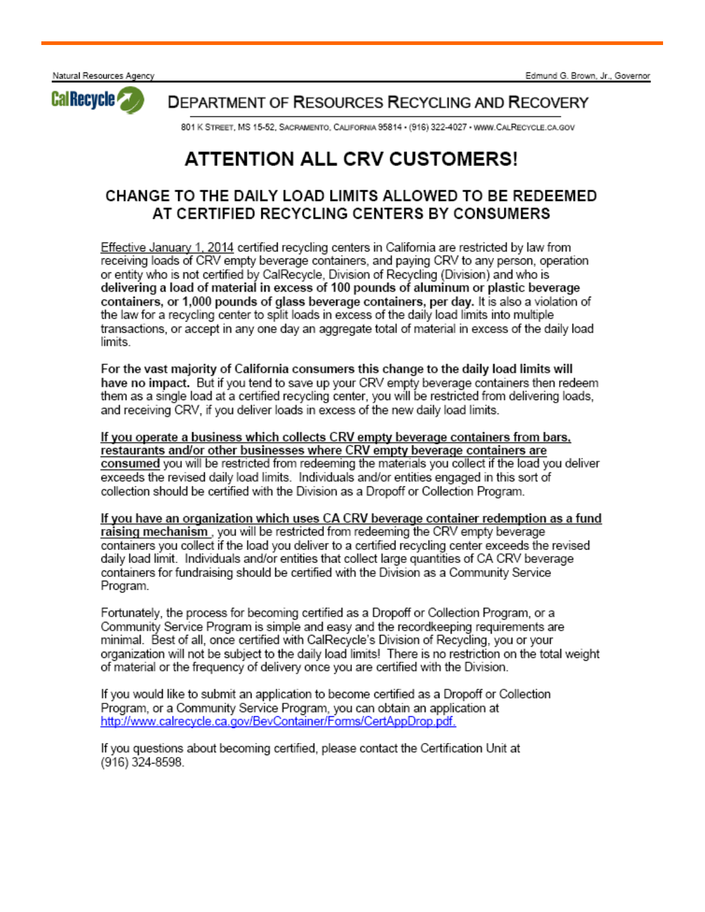Natural Resources Agency Edmund G. Brown, Jr., Governor

CalRecycle

# DEPARTMENT OF RESOURCES RECYCLING AND RECOVERY

801 K STREET, MS 15-52, SACRAMENTO, CALIFORNIA 95814 • (916) 322-4027 • WWW.CALRECYCLE.CA.GOV

## ATTENTION ALL CRV CUSTOMERS!

### CHANGE TO THE DAILY LOAD LIMITS ALLOWED TO BE REDEEMED AT CERTIFIED RECYCLING CENTERS BY CONSUMERS

Effective January 1, 2014 certified recycling centers in California are restricted by law from receiving loads of CRV empty beverage containers, and paying CRV to any person, operation or entity who is not certified by CalRecycle, Division of Recycling (Division) and who is **delivering a load of material in excess of 100 pounds of aluminum or plastic beverage containers, or 1,000 pounds of glass beverage containers, per day.** It is also a violation of the law for a recycling center to split loads in excess of the daily load limits into multiple transactions, or accept in any one day an aggregate total of material in excess of the daily load limits.

**For the vast majority of California consumers this change to the daily load limits will have no impact.** But if you tend to save up your CRV empty beverage containers then redeem them as a single load at a certified recycling center, you will be restricted from delivering loads, and receiving CRV, if you deliver loads in excess of the new daily load limits.

**If you operate a business which collects CRV empty beverage containers from bars, restaurants and/or other businesses where CRV empty beverage containers are consumed** you will be restricted from redeeming the materials you collect if the load you deliver exceeds the revised daily load limits. Individuals and/or entities engaged in this sort of collection should be certified with the Division as a Dropoff or Collection Program.

**If you have an organization which uses CA CRV beverage container redemption as a fund raising mechanism** , you will be restricted from redeeming the CRV empty beverage containers you collect if the load you deliver to a certified recycling center exceeds the revised daily load limit. Individuals and/or entities that collect large quantities of CA CRV beverage containers for fundraising should be certified with the Division as a Community Service Program.

Fortunately, the process for becoming certified as a Dropoff or Collection Program, or a Community Service Program is simple and easy and the recordkeeping requirements are minimal. Best of all, once certified with CalRecycle's Division of Recycling, you or your organization will not be subject to the daily load limits! There is no restriction on the total weight of material or the frequency of delivery once you are certified with the Division.

If you would like to submit an application to become certified as a Dropoff or Collection Program, or a Community Service Program, you can obtain an application at http://www.calrecycle.ca.gov/BevContainer/Forms/CertAppDrop.pdf.

If you questions about becoming certified, please contact the Certification Unit at (916) 324-8598.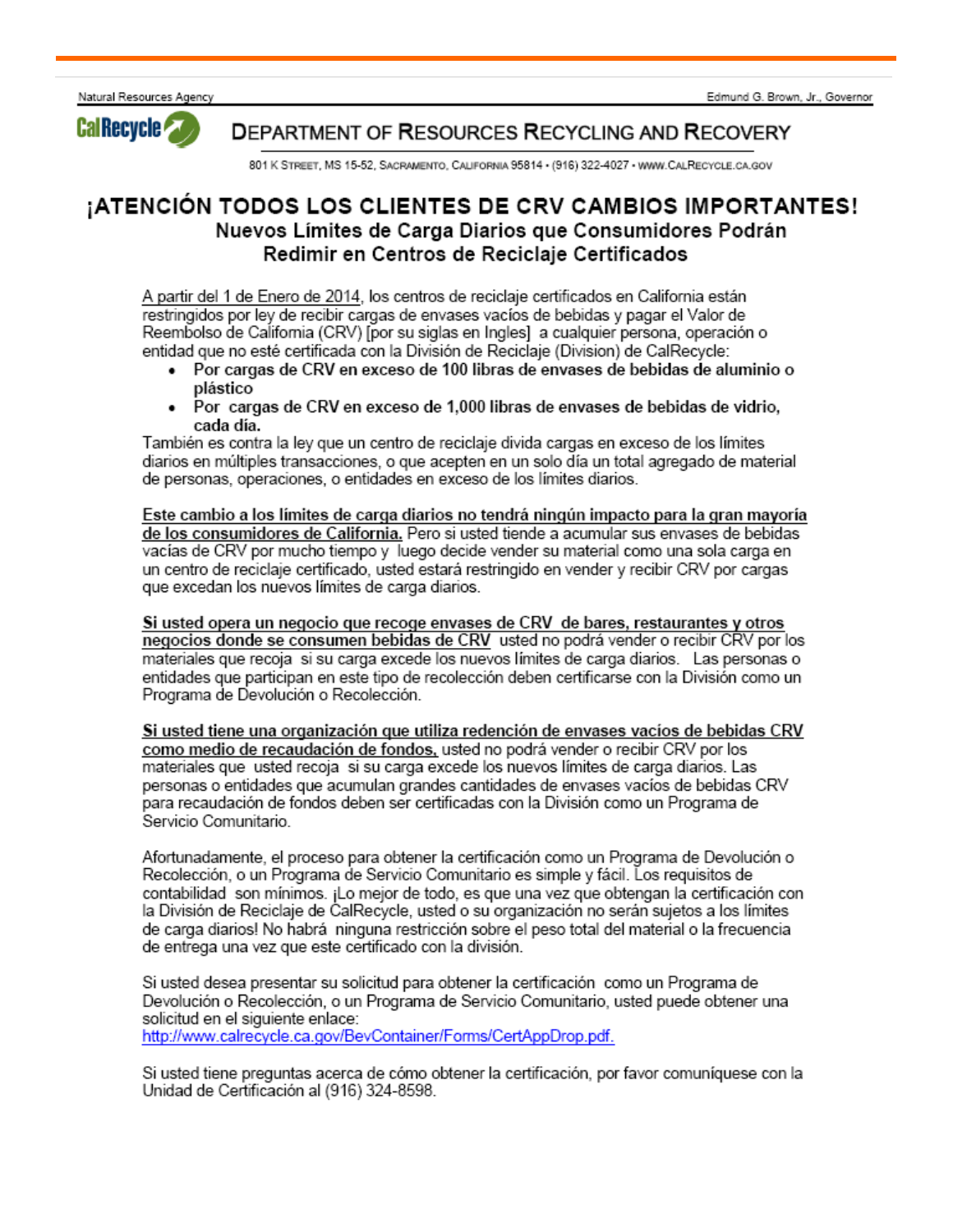Natural Resources Agency | Edmund G. Brown, Jr., Governor

**CalRecycle**

**DEPARTMENT OF RESOURCES RECYCLING AND RECOVERY**

801 K STREET, MS 15-52, SACRAMENTO, CALIFORNIA 95814 • (916) 322-4027 • WWW.CALRECYCLE.CA.GOV

# ¡ATENCIÓN TODOS LOS CLIENTES DE CRV CAMBIOS IMPORTANTES!

## Nuevos Límites de Carga Diarios que Consumidores Podrán Redimir en Centros de Reciclaje Certificados

A partir del 1 de Enero de 2014, los centros de reciclaje certificados en California están restringidos por ley de recibir cargas de envases vacíos de bebidas y pagar el Valor de Reembolso de California (CRV) [por su siglas en Ingles] a cualquier persona, operación o entidad que no esté certificada con la División de Reciclaje (Division) de CalRecycle:

- **Por cargas de CRV en exceso de 100 libras de envases de bebidas de aluminio o plástico**
- **Por cargas de CRV en exceso de 1,000 libras de envases de bebidas de vidrio, cada día.**

También es contra la ley que un centro de reciclaje divida cargas en exceso de los límites diarios en múltiples transacciones, o que acepten en un solo día un total agregado de material de personas, operaciones, o entidades en exceso de los límites diarios.

**Este cambio a los límites de carga diarios no tendrá ningún impacto para la gran mayoría de los consumidores de California.** Pero si usted tiende a acumular sus envases de bebidas vacías de CRV por mucho tiempo y luego decide vender su material como una sola carga en un centro de reciclaje certificado, usted estará restringido en vender y recibir CRV por cargas que excedan los nuevos límites de carga diarios.

**Si usted opera un negocio que recoge envases de CRV de bares, restaurantes y otros negocios donde se consumen bebidas de CRV** usted no podrá vender o recibir CRV por los materiales que recoja si su carga excede los nuevos límites de carga diarios. Las personas o entidades que participan en este tipo de recolección deben certificarse con la División como un Programa de Devolución o Recolección.

**Si usted tiene una organización que utiliza redención de envases vacíos de bebidas CRV como medio de recaudación de fondos,** usted no podrá vender o recibir CRV por los materiales que usted recoja si su carga excede los nuevos límites de carga diarios. Las personas o entidades que acumulan grandes cantidades de envases vacíos de bebidas CRV para recaudación de fondos deben ser certificadas con la División como un Programa de Servicio Comunitario.

Afortunadamente, el proceso para obtener la certificación como un Programa de Devolución o Recolección, o un Programa de Servicio Comunitario es simple y fácil. Los requisitos de contabilidad son mínimos. ¡Lo mejor de todo, es que una vez que obtengan la certificación con la División de Reciclaje de CalRecycle, usted o su organización no serán sujetos a los límites de carga diarios! No habrá ninguna restricción sobre el peso total del material o la frecuencia de entrega una vez que este certificado con la división.

Si usted desea presentar su solicitud para obtener la certificación como un Programa de Devolución o Recolección, o un Programa de Servicio Comunitario, usted puede obtener una solicitud en el siguiente enlace:
http://www.calrecycle.ca.gov/BevContainer/Forms/CertAppDrop.pdf.

Si usted tiene preguntas acerca de cómo obtener la certificación, por favor comuníquese con la Unidad de Certificación al (916) 324-8598.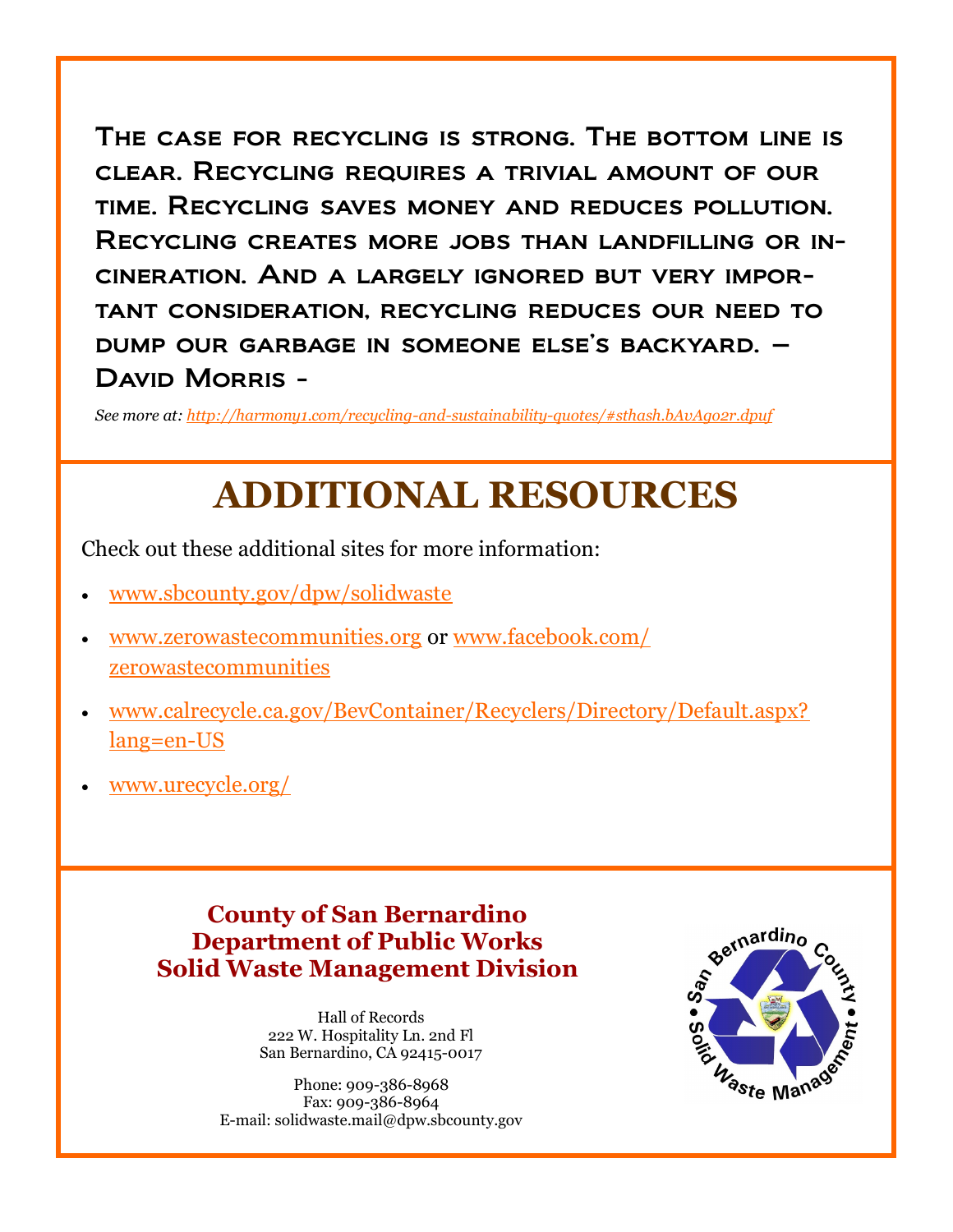The case for recycling is strong. The bottom line is clear. Recycling requires a trivial amount of our time. Recycling saves money and reduces pollution. Recycling creates more jobs than landfilling or incineration. And a largely ignored but very important consideration, recycling reduces our need to dump our garbage in someone else's backyard. – David Morris -

*See more at: http://harmony1.com/recycling-and-sustainability-quotes/#sthash.bAvAgo2r.dpuf*

# ADDITIONAL RESOURCES

Check out these additional sites for more information:

- www.sbcounty.gov/dpw/solidwaste
- www.zerowastecommunities.org or www.facebook.com/zerowastecommunities
- www.calrecycle.ca.gov/BevContainer/Recyclers/Directory/Default.aspx?lang=en-US
- www.urecycle.org/

**County of San Bernardino**
**Department of Public Works**
**Solid Waste Management Division**

Hall of Records
222 W. Hospitality Ln. 2nd Fl
San Bernardino, CA 92415-0017

Phone: 909-386-8968
Fax: 909-386-8964
E-mail: solidwaste.mail@dpw.sbcounty.gov

San Bernardino County • Solid Waste Management •